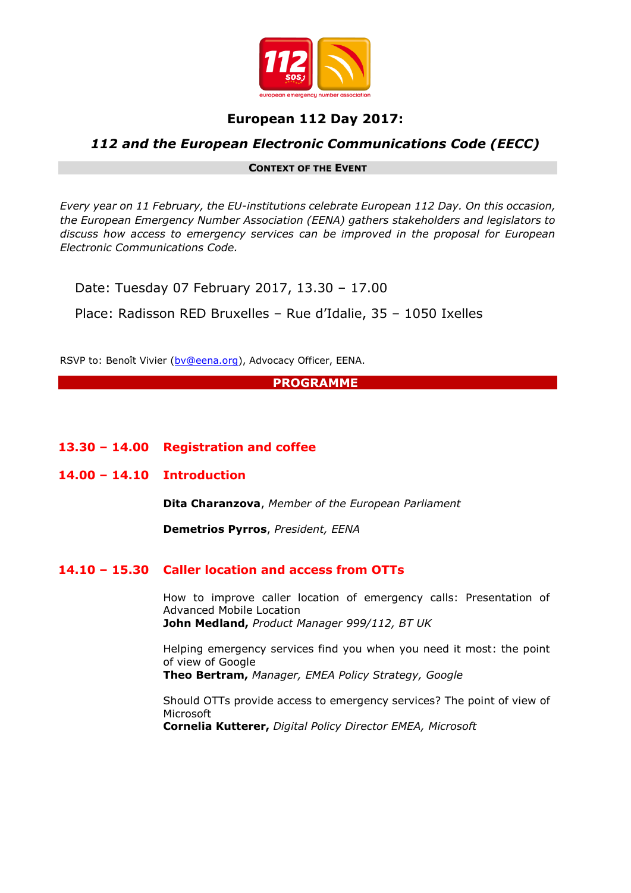# European 112 Day 2017:

## *112 and the European Electronic Communications Code (EECC)*

**CONTEXT OF THE EVENT**

*Every year on 11 February, the EU-institutions celebrate European 112 Day. On this occasion, the European Emergency Number Association (EENA) gathers stakeholders and legislators to discuss how access to emergency services can be improved in the proposal for European Electronic Communications Code.*

Date: Tuesday 07 February 2017, 13.30 – 17.00

Place: Radisson RED Bruxelles – Rue d'Idalie, 35 – 1050 Ixelles

RSVP to: Benoît Vivier (bv@eena.org), Advocacy Officer, EENA.

## PROGRAMME

### 13.30 – 14.00 Registration and coffee

### 14.00 – 14.10 Introduction

**Dita Charanzova**, *Member of the European Parliament*

**Demetrios Pyrros**, *President, EENA*

### 14.10 – 15.30 Caller location and access from OTTs

How to improve caller location of emergency calls: Presentation of Advanced Mobile Location
**John Medland,** *Product Manager 999/112, BT UK*

Helping emergency services find you when you need it most: the point of view of Google
**Theo Bertram,** *Manager, EMEA Policy Strategy, Google*

Should OTTs provide access to emergency services? The point of view of Microsoft
**Cornelia Kutterer,** *Digital Policy Director EMEA, Microsoft*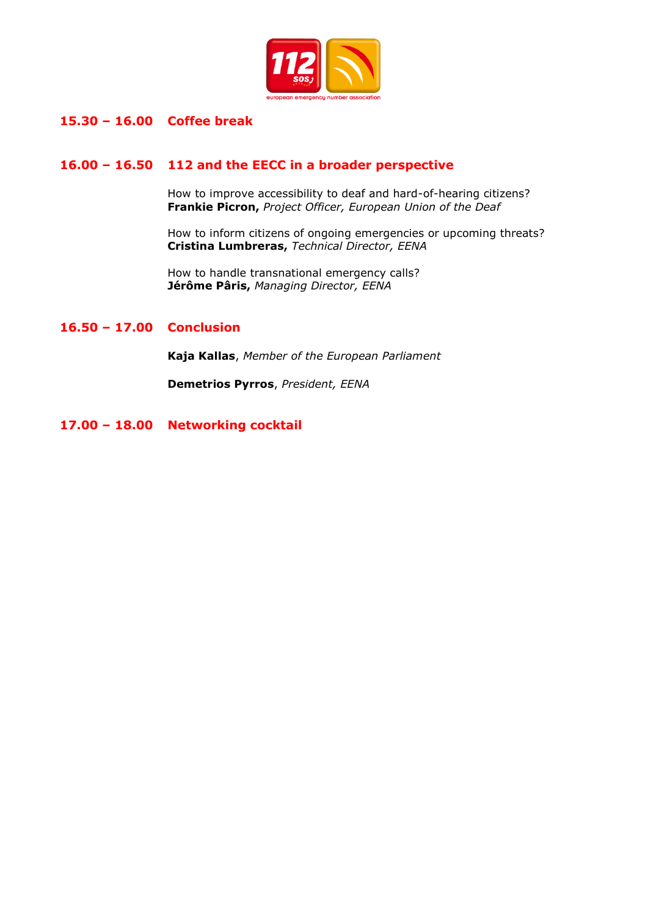## 15.30 – 16.00 Coffee break

## 16.00 – 16.50 112 and the EECC in a broader perspective

How to improve accessibility to deaf and hard-of-hearing citizens?
**Frankie Picron,** *Project Officer, European Union of the Deaf*

How to inform citizens of ongoing emergencies or upcoming threats?
**Cristina Lumbreras,** *Technical Director, EENA*

How to handle transnational emergency calls?
**Jérôme Pâris,** *Managing Director, EENA*

## 16.50 – 17.00 Conclusion

**Kaja Kallas**, *Member of the European Parliament*

**Demetrios Pyrros**, *President, EENA*

## 17.00 – 18.00 Networking cocktail